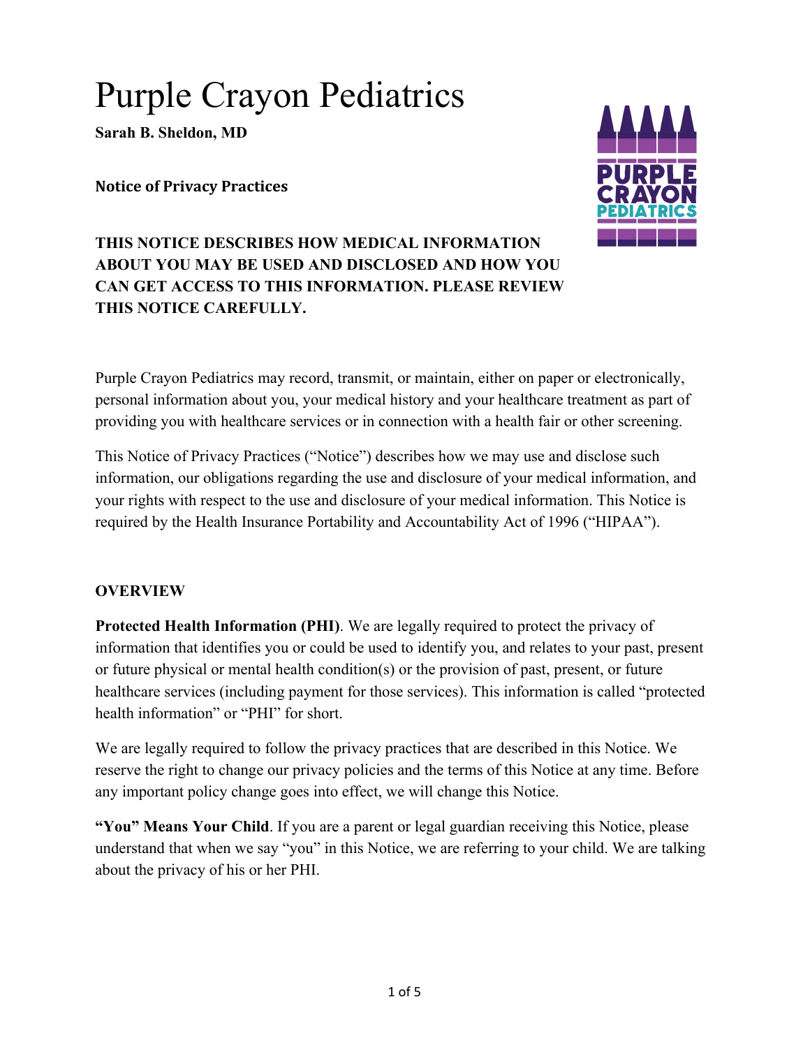# Purple Crayon Pediatrics

**Sarah B. Sheldon, MD**

**Notice of Privacy Practices**

**THIS NOTICE DESCRIBES HOW MEDICAL INFORMATION ABOUT YOU MAY BE USED AND DISCLOSED AND HOW YOU CAN GET ACCESS TO THIS INFORMATION. PLEASE REVIEW THIS NOTICE CAREFULLY.**

Purple Crayon Pediatrics may record, transmit, or maintain, either on paper or electronically, personal information about you, your medical history and your healthcare treatment as part of providing you with healthcare services or in connection with a health fair or other screening.

This Notice of Privacy Practices ("Notice") describes how we may use and disclose such information, our obligations regarding the use and disclosure of your medical information, and your rights with respect to the use and disclosure of your medical information. This Notice is required by the Health Insurance Portability and Accountability Act of 1996 ("HIPAA").

## OVERVIEW

**Protected Health Information (PHI)**. We are legally required to protect the privacy of information that identifies you or could be used to identify you, and relates to your past, present or future physical or mental health condition(s) or the provision of past, present, or future healthcare services (including payment for those services). This information is called "protected health information" or "PHI" for short.

We are legally required to follow the privacy practices that are described in this Notice. We reserve the right to change our privacy policies and the terms of this Notice at any time. Before any important policy change goes into effect, we will change this Notice.

**"You" Means Your Child**. If you are a parent or legal guardian receiving this Notice, please understand that when we say "you" in this Notice, we are referring to your child. We are talking about the privacy of his or her PHI.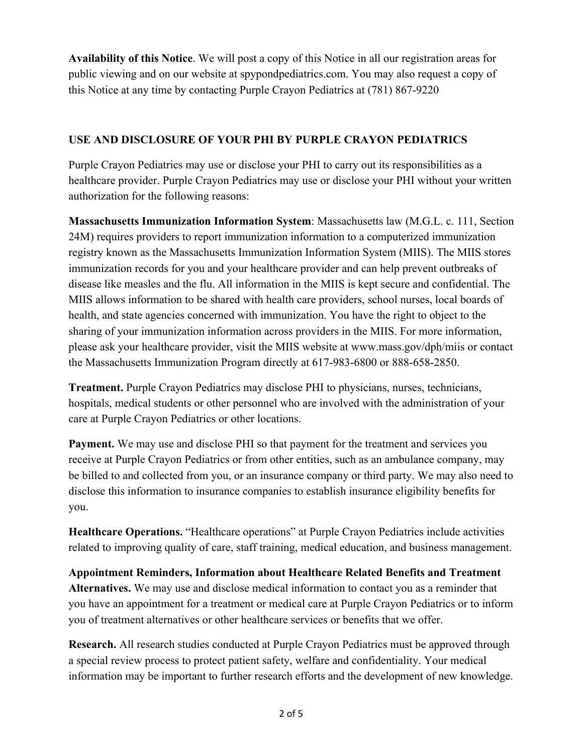**Availability of this Notice**. We will post a copy of this Notice in all our registration areas for public viewing and on our website at spypondpediatrics.com. You may also request a copy of this Notice at any time by contacting Purple Crayon Pediatrics at (781) 867-9220

## USE AND DISCLOSURE OF YOUR PHI BY PURPLE CRAYON PEDIATRICS

Purple Crayon Pediatrics may use or disclose your PHI to carry out its responsibilities as a healthcare provider. Purple Crayon Pediatrics may use or disclose your PHI without your written authorization for the following reasons:

**Massachusetts Immunization Information System**: Massachusetts law (M.G.L. c. 111, Section 24M) requires providers to report immunization information to a computerized immunization registry known as the Massachusetts Immunization Information System (MIIS). The MIIS stores immunization records for you and your healthcare provider and can help prevent outbreaks of disease like measles and the flu. All information in the MIIS is kept secure and confidential. The MIIS allows information to be shared with health care providers, school nurses, local boards of health, and state agencies concerned with immunization. You have the right to object to the sharing of your immunization information across providers in the MIIS. For more information, please ask your healthcare provider, visit the MIIS website at www.mass.gov/dph/miis or contact the Massachusetts Immunization Program directly at 617-983-6800 or 888-658-2850.

**Treatment.** Purple Crayon Pediatrics may disclose PHI to physicians, nurses, technicians, hospitals, medical students or other personnel who are involved with the administration of your care at Purple Crayon Pediatrics or other locations.

**Payment.** We may use and disclose PHI so that payment for the treatment and services you receive at Purple Crayon Pediatrics or from other entities, such as an ambulance company, may be billed to and collected from you, or an insurance company or third party. We may also need to disclose this information to insurance companies to establish insurance eligibility benefits for you.

**Healthcare Operations.** "Healthcare operations" at Purple Crayon Pediatrics include activities related to improving quality of care, staff training, medical education, and business management.

**Appointment Reminders, Information about Healthcare Related Benefits and Treatment Alternatives.** We may use and disclose medical information to contact you as a reminder that you have an appointment for a treatment or medical care at Purple Crayon Pediatrics or to inform you of treatment alternatives or other healthcare services or benefits that we offer.

**Research.** All research studies conducted at Purple Crayon Pediatrics must be approved through a special review process to protect patient safety, welfare and confidentiality. Your medical information may be important to further research efforts and the development of new knowledge.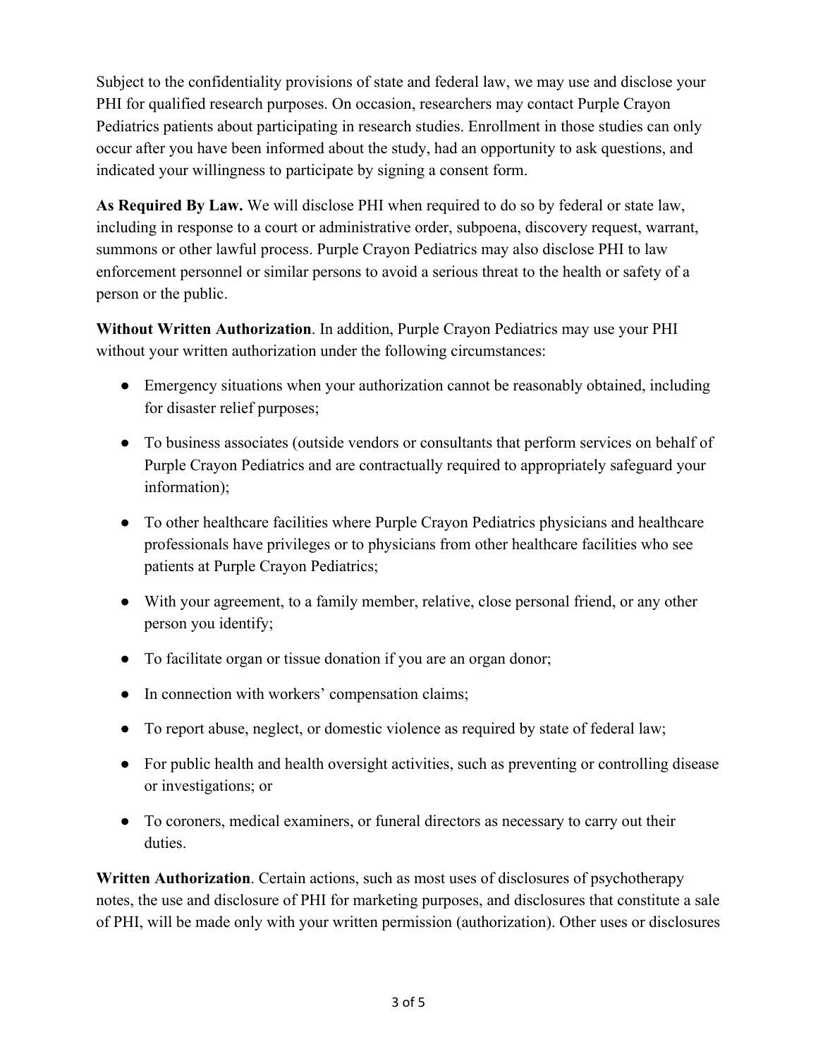Subject to the confidentiality provisions of state and federal law, we may use and disclose your PHI for qualified research purposes. On occasion, researchers may contact Purple Crayon Pediatrics patients about participating in research studies. Enrollment in those studies can only occur after you have been informed about the study, had an opportunity to ask questions, and indicated your willingness to participate by signing a consent form.

**As Required By Law.** We will disclose PHI when required to do so by federal or state law, including in response to a court or administrative order, subpoena, discovery request, warrant, summons or other lawful process. Purple Crayon Pediatrics may also disclose PHI to law enforcement personnel or similar persons to avoid a serious threat to the health or safety of a person or the public.

**Without Written Authorization**. In addition, Purple Crayon Pediatrics may use your PHI without your written authorization under the following circumstances:

- Emergency situations when your authorization cannot be reasonably obtained, including for disaster relief purposes;
- To business associates (outside vendors or consultants that perform services on behalf of Purple Crayon Pediatrics and are contractually required to appropriately safeguard your information);
- To other healthcare facilities where Purple Crayon Pediatrics physicians and healthcare professionals have privileges or to physicians from other healthcare facilities who see patients at Purple Crayon Pediatrics;
- With your agreement, to a family member, relative, close personal friend, or any other person you identify;
- To facilitate organ or tissue donation if you are an organ donor;
- In connection with workers' compensation claims;
- To report abuse, neglect, or domestic violence as required by state of federal law;
- For public health and health oversight activities, such as preventing or controlling disease or investigations; or
- To coroners, medical examiners, or funeral directors as necessary to carry out their duties.

**Written Authorization**. Certain actions, such as most uses of disclosures of psychotherapy notes, the use and disclosure of PHI for marketing purposes, and disclosures that constitute a sale of PHI, will be made only with your written permission (authorization). Other uses or disclosures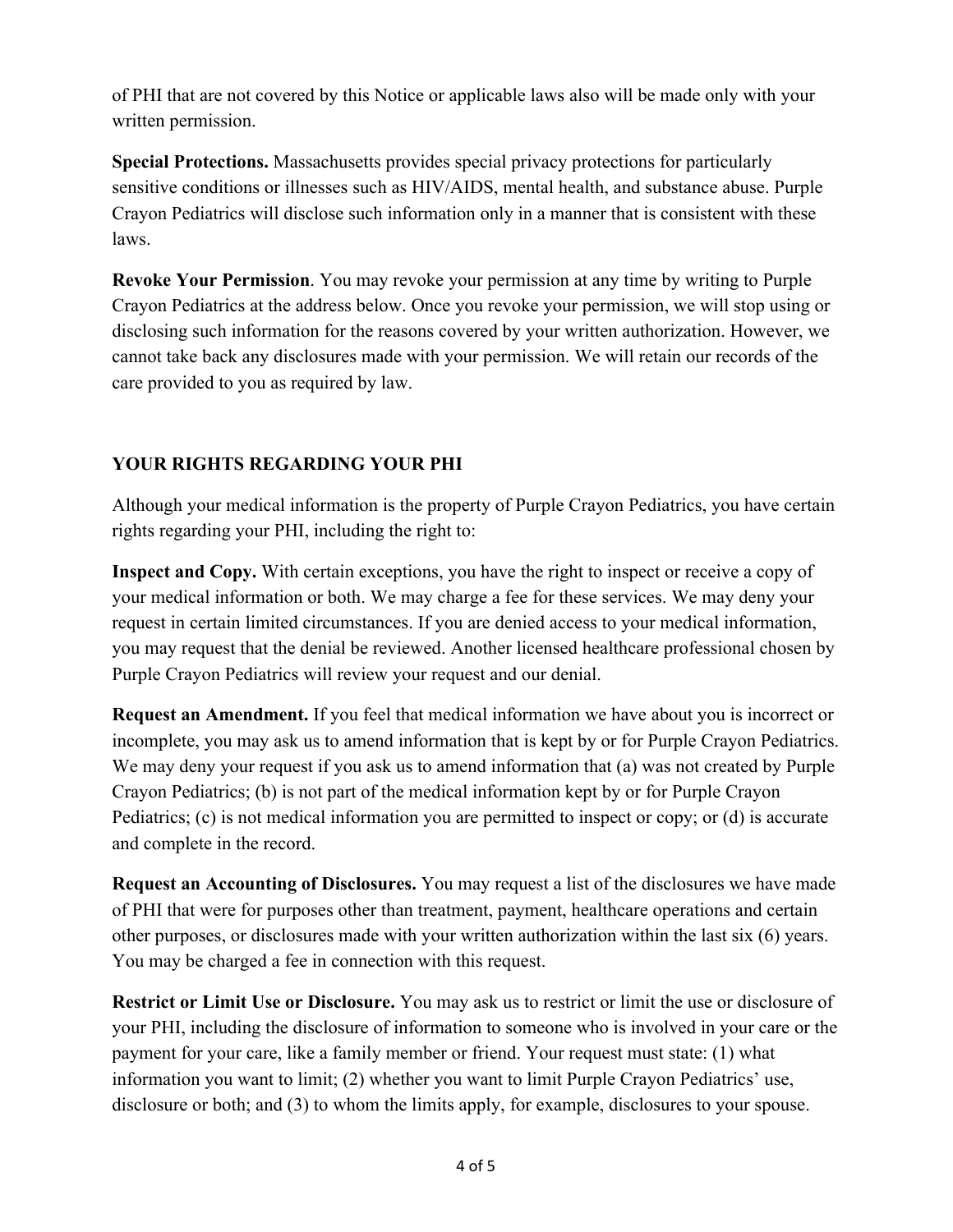of PHI that are not covered by this Notice or applicable laws also will be made only with your written permission.

**Special Protections.** Massachusetts provides special privacy protections for particularly sensitive conditions or illnesses such as HIV/AIDS, mental health, and substance abuse. Purple Crayon Pediatrics will disclose such information only in a manner that is consistent with these laws.

**Revoke Your Permission**. You may revoke your permission at any time by writing to Purple Crayon Pediatrics at the address below. Once you revoke your permission, we will stop using or disclosing such information for the reasons covered by your written authorization. However, we cannot take back any disclosures made with your permission. We will retain our records of the care provided to you as required by law.

## YOUR RIGHTS REGARDING YOUR PHI

Although your medical information is the property of Purple Crayon Pediatrics, you have certain rights regarding your PHI, including the right to:

**Inspect and Copy.** With certain exceptions, you have the right to inspect or receive a copy of your medical information or both. We may charge a fee for these services. We may deny your request in certain limited circumstances. If you are denied access to your medical information, you may request that the denial be reviewed. Another licensed healthcare professional chosen by Purple Crayon Pediatrics will review your request and our denial.

**Request an Amendment.** If you feel that medical information we have about you is incorrect or incomplete, you may ask us to amend information that is kept by or for Purple Crayon Pediatrics. We may deny your request if you ask us to amend information that (a) was not created by Purple Crayon Pediatrics; (b) is not part of the medical information kept by or for Purple Crayon Pediatrics; (c) is not medical information you are permitted to inspect or copy; or (d) is accurate and complete in the record.

**Request an Accounting of Disclosures.** You may request a list of the disclosures we have made of PHI that were for purposes other than treatment, payment, healthcare operations and certain other purposes, or disclosures made with your written authorization within the last six (6) years. You may be charged a fee in connection with this request.

**Restrict or Limit Use or Disclosure.** You may ask us to restrict or limit the use or disclosure of your PHI, including the disclosure of information to someone who is involved in your care or the payment for your care, like a family member or friend. Your request must state: (1) what information you want to limit; (2) whether you want to limit Purple Crayon Pediatrics' use, disclosure or both; and (3) to whom the limits apply, for example, disclosures to your spouse.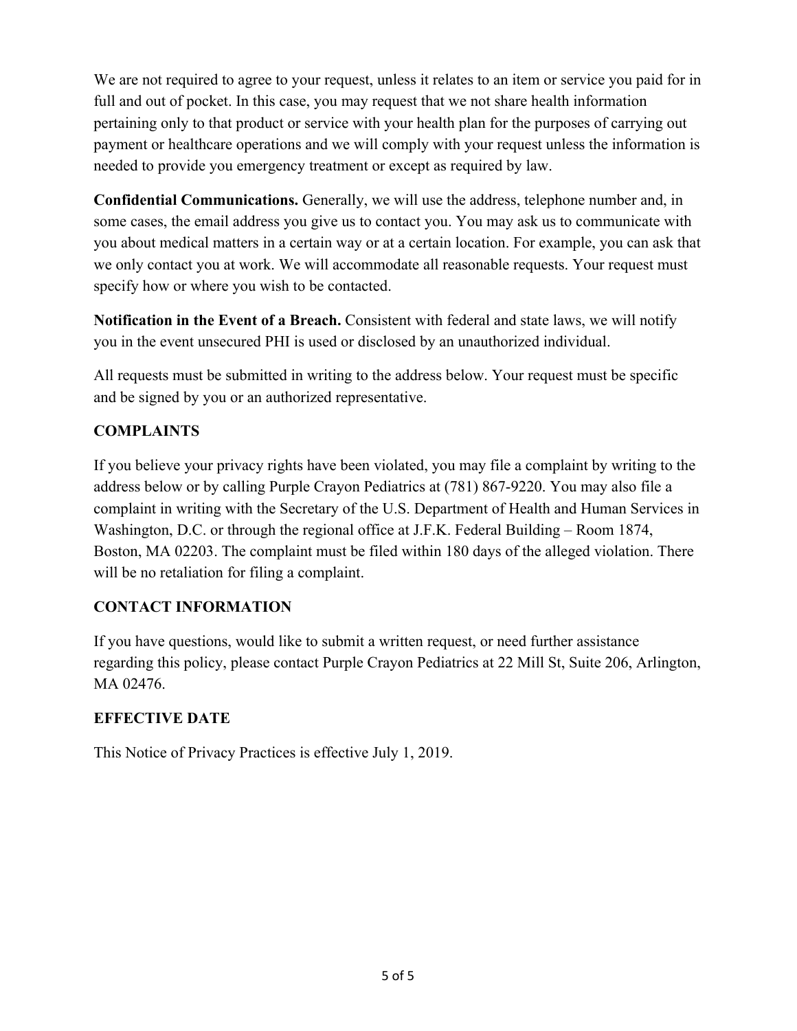We are not required to agree to your request, unless it relates to an item or service you paid for in full and out of pocket. In this case, you may request that we not share health information pertaining only to that product or service with your health plan for the purposes of carrying out payment or healthcare operations and we will comply with your request unless the information is needed to provide you emergency treatment or except as required by law.

**Confidential Communications.** Generally, we will use the address, telephone number and, in some cases, the email address you give us to contact you. You may ask us to communicate with you about medical matters in a certain way or at a certain location. For example, you can ask that we only contact you at work. We will accommodate all reasonable requests. Your request must specify how or where you wish to be contacted.

**Notification in the Event of a Breach.** Consistent with federal and state laws, we will notify you in the event unsecured PHI is used or disclosed by an unauthorized individual.

All requests must be submitted in writing to the address below. Your request must be specific and be signed by you or an authorized representative.

## COMPLAINTS

If you believe your privacy rights have been violated, you may file a complaint by writing to the address below or by calling Purple Crayon Pediatrics at (781) 867-9220. You may also file a complaint in writing with the Secretary of the U.S. Department of Health and Human Services in Washington, D.C. or through the regional office at J.F.K. Federal Building – Room 1874, Boston, MA 02203. The complaint must be filed within 180 days of the alleged violation. There will be no retaliation for filing a complaint.

## CONTACT INFORMATION

If you have questions, would like to submit a written request, or need further assistance regarding this policy, please contact Purple Crayon Pediatrics at 22 Mill St, Suite 206, Arlington, MA 02476.

## EFFECTIVE DATE

This Notice of Privacy Practices is effective July 1, 2019.